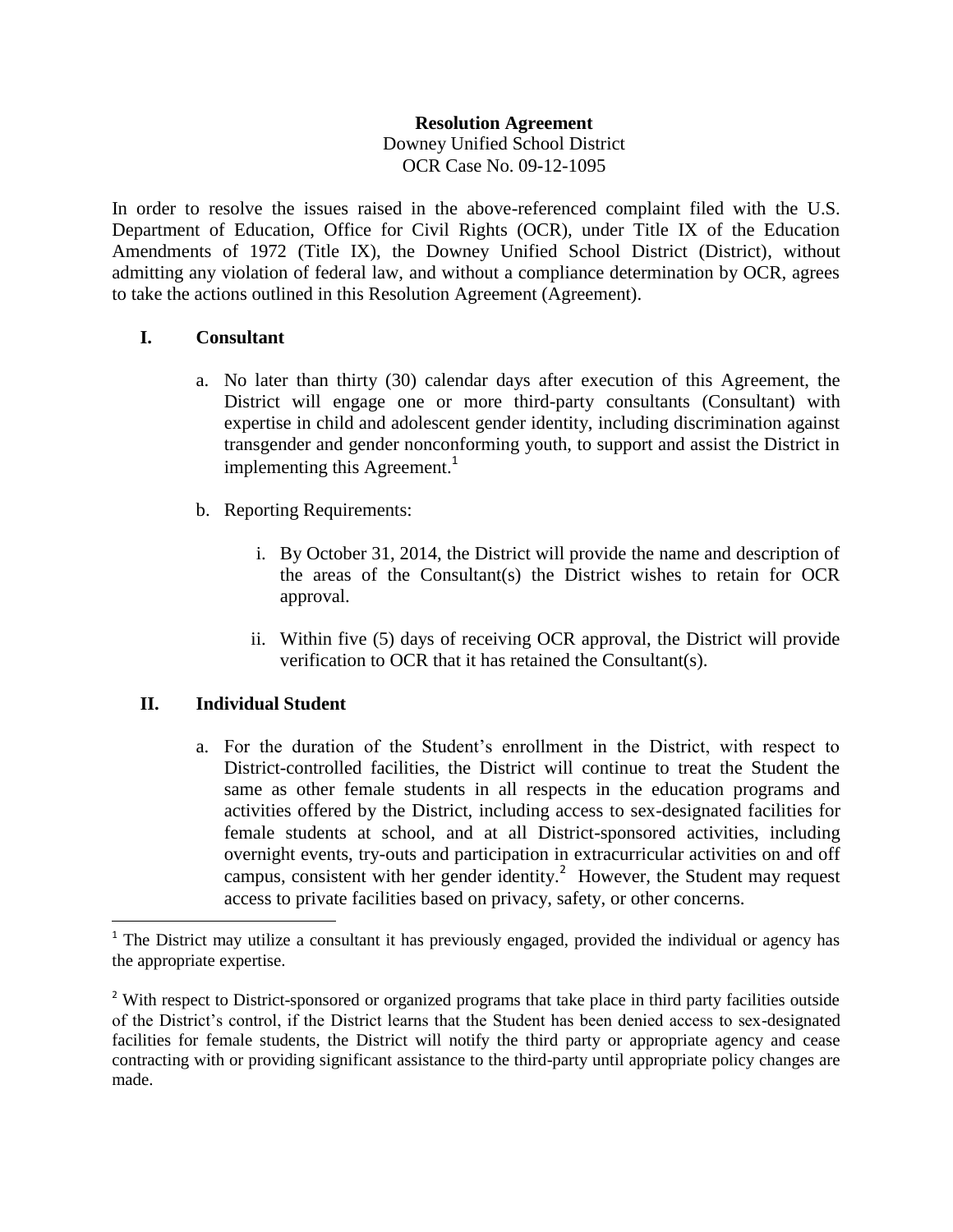**Resolution Agreement**
Downey Unified School District
OCR Case No. 09-12-1095

In order to resolve the issues raised in the above-referenced complaint filed with the U.S. Department of Education, Office for Civil Rights (OCR), under Title IX of the Education Amendments of 1972 (Title IX), the Downey Unified School District (District), without admitting any violation of federal law, and without a compliance determination by OCR, agrees to take the actions outlined in this Resolution Agreement (Agreement).

## I. Consultant

a. No later than thirty (30) calendar days after execution of this Agreement, the District will engage one or more third-party consultants (Consultant) with expertise in child and adolescent gender identity, including discrimination against transgender and gender nonconforming youth, to support and assist the District in implementing this Agreement.[1]

b. Reporting Requirements:

   i. By October 31, 2014, the District will provide the name and description of the areas of the Consultant(s) the District wishes to retain for OCR approval.

   ii. Within five (5) days of receiving OCR approval, the District will provide verification to OCR that it has retained the Consultant(s).

## II. Individual Student

a. For the duration of the Student's enrollment in the District, with respect to District-controlled facilities, the District will continue to treat the Student the same as other female students in all respects in the education programs and activities offered by the District, including access to sex-designated facilities for female students at school, and at all District-sponsored activities, including overnight events, try-outs and participation in extracurricular activities on and off campus, consistent with her gender identity.[2] However, the Student may request access to private facilities based on privacy, safety, or other concerns.

---

[1] The District may utilize a consultant it has previously engaged, provided the individual or agency has the appropriate expertise.

[2] With respect to District-sponsored or organized programs that take place in third party facilities outside of the District's control, if the District learns that the Student has been denied access to sex-designated facilities for female students, the District will notify the third party or appropriate agency and cease contracting with or providing significant assistance to the third-party until appropriate policy changes are made.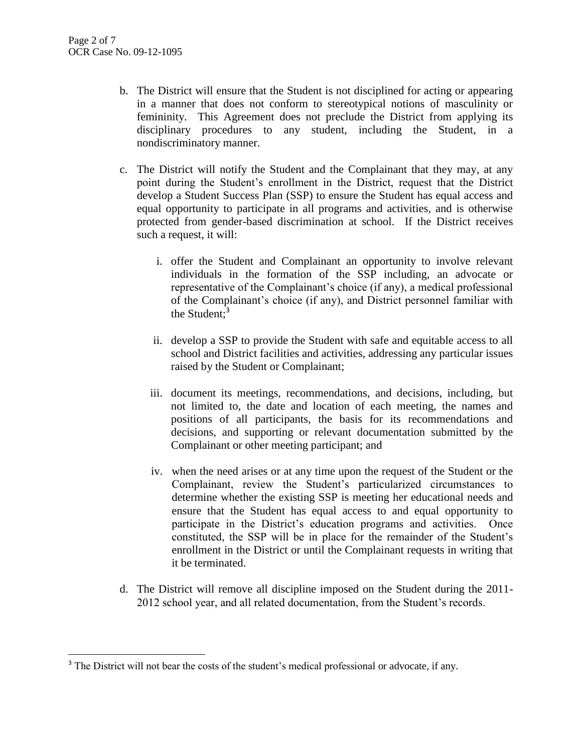b. The District will ensure that the Student is not disciplined for acting or appearing in a manner that does not conform to stereotypical notions of masculinity or femininity. This Agreement does not preclude the District from applying its disciplinary procedures to any student, including the Student, in a nondiscriminatory manner.

c. The District will notify the Student and the Complainant that they may, at any point during the Student's enrollment in the District, request that the District develop a Student Success Plan (SSP) to ensure the Student has equal access and equal opportunity to participate in all programs and activities, and is otherwise protected from gender-based discrimination at school. If the District receives such a request, it will:

   i. offer the Student and Complainant an opportunity to involve relevant individuals in the formation of the SSP including, an advocate or representative of the Complainant's choice (if any), a medical professional of the Complainant's choice (if any), and District personnel familiar with the Student;[3]

   ii. develop a SSP to provide the Student with safe and equitable access to all school and District facilities and activities, addressing any particular issues raised by the Student or Complainant;

   iii. document its meetings, recommendations, and decisions, including, but not limited to, the date and location of each meeting, the names and positions of all participants, the basis for its recommendations and decisions, and supporting or relevant documentation submitted by the Complainant or other meeting participant; and

   iv. when the need arises or at any time upon the request of the Student or the Complainant, review the Student's particularized circumstances to determine whether the existing SSP is meeting her educational needs and ensure that the Student has equal access to and equal opportunity to participate in the District's education programs and activities. Once constituted, the SSP will be in place for the remainder of the Student's enrollment in the District or until the Complainant requests in writing that it be terminated.

d. The District will remove all discipline imposed on the Student during the 2011-2012 school year, and all related documentation, from the Student's records.

---

[3] The District will not bear the costs of the student's medical professional or advocate, if any.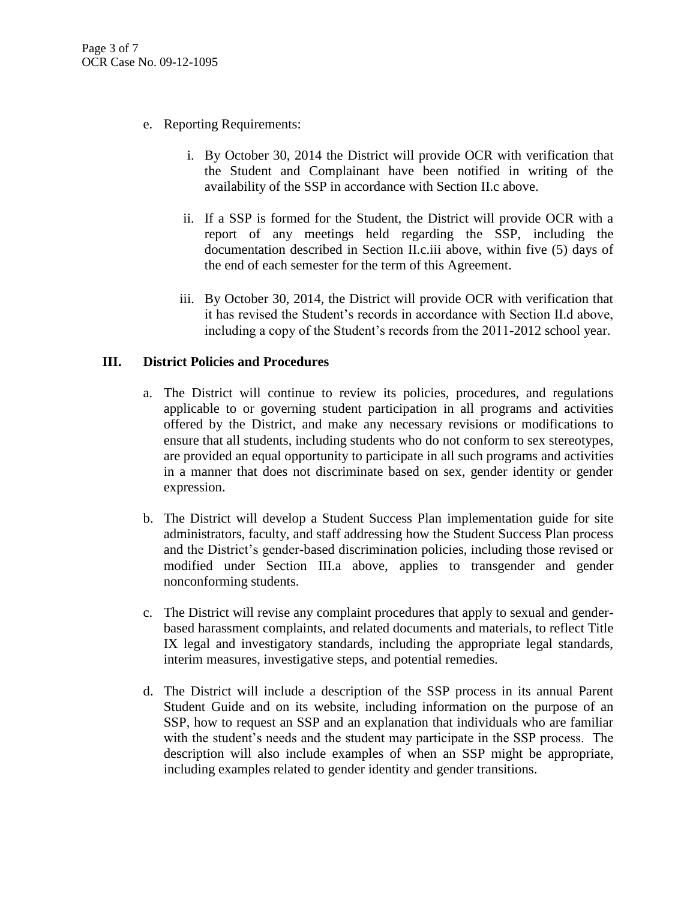e. Reporting Requirements:

   i. By October 30, 2014 the District will provide OCR with verification that the Student and Complainant have been notified in writing of the availability of the SSP in accordance with Section II.c above.

   ii. If a SSP is formed for the Student, the District will provide OCR with a report of any meetings held regarding the SSP, including the documentation described in Section II.c.iii above, within five (5) days of the end of each semester for the term of this Agreement.

   iii. By October 30, 2014, the District will provide OCR with verification that it has revised the Student's records in accordance with Section II.d above, including a copy of the Student's records from the 2011-2012 school year.

## III. District Policies and Procedures

a. The District will continue to review its policies, procedures, and regulations applicable to or governing student participation in all programs and activities offered by the District, and make any necessary revisions or modifications to ensure that all students, including students who do not conform to sex stereotypes, are provided an equal opportunity to participate in all such programs and activities in a manner that does not discriminate based on sex, gender identity or gender expression.

b. The District will develop a Student Success Plan implementation guide for site administrators, faculty, and staff addressing how the Student Success Plan process and the District's gender-based discrimination policies, including those revised or modified under Section III.a above, applies to transgender and gender nonconforming students.

c. The District will revise any complaint procedures that apply to sexual and gender-based harassment complaints, and related documents and materials, to reflect Title IX legal and investigatory standards, including the appropriate legal standards, interim measures, investigative steps, and potential remedies.

d. The District will include a description of the SSP process in its annual Parent Student Guide and on its website, including information on the purpose of an SSP, how to request an SSP and an explanation that individuals who are familiar with the student's needs and the student may participate in the SSP process. The description will also include examples of when an SSP might be appropriate, including examples related to gender identity and gender transitions.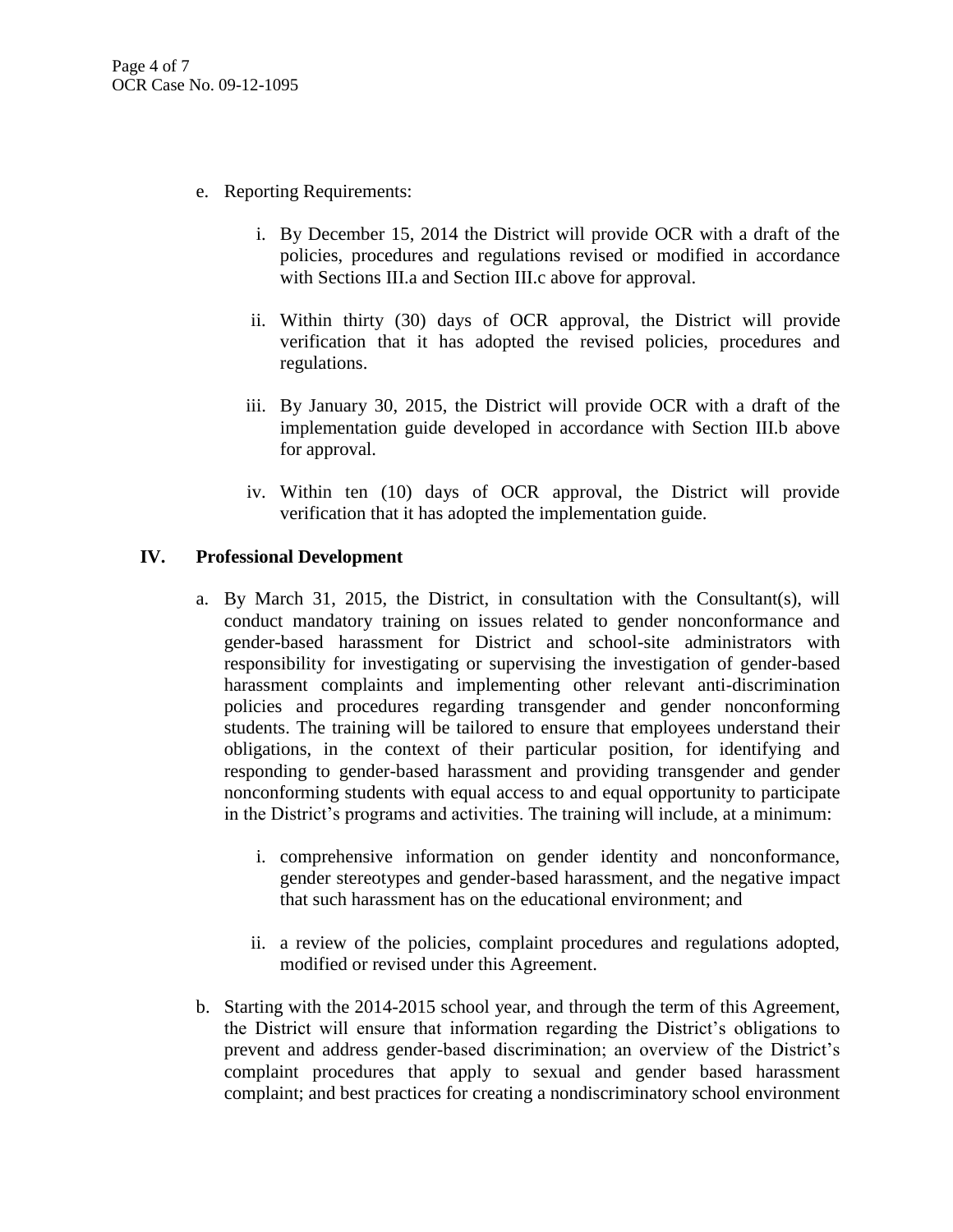e. Reporting Requirements:

   i. By December 15, 2014 the District will provide OCR with a draft of the policies, procedures and regulations revised or modified in accordance with Sections III.a and Section III.c above for approval.

   ii. Within thirty (30) days of OCR approval, the District will provide verification that it has adopted the revised policies, procedures and regulations.

   iii. By January 30, 2015, the District will provide OCR with a draft of the implementation guide developed in accordance with Section III.b above for approval.

   iv. Within ten (10) days of OCR approval, the District will provide verification that it has adopted the implementation guide.

## IV. Professional Development

a. By March 31, 2015, the District, in consultation with the Consultant(s), will conduct mandatory training on issues related to gender nonconformance and gender-based harassment for District and school-site administrators with responsibility for investigating or supervising the investigation of gender-based harassment complaints and implementing other relevant anti-discrimination policies and procedures regarding transgender and gender nonconforming students. The training will be tailored to ensure that employees understand their obligations, in the context of their particular position, for identifying and responding to gender-based harassment and providing transgender and gender nonconforming students with equal access to and equal opportunity to participate in the District's programs and activities. The training will include, at a minimum:

   i. comprehensive information on gender identity and nonconformance, gender stereotypes and gender-based harassment, and the negative impact that such harassment has on the educational environment; and

   ii. a review of the policies, complaint procedures and regulations adopted, modified or revised under this Agreement.

b. Starting with the 2014-2015 school year, and through the term of this Agreement, the District will ensure that information regarding the District's obligations to prevent and address gender-based discrimination; an overview of the District's complaint procedures that apply to sexual and gender based harassment complaint; and best practices for creating a nondiscriminatory school environment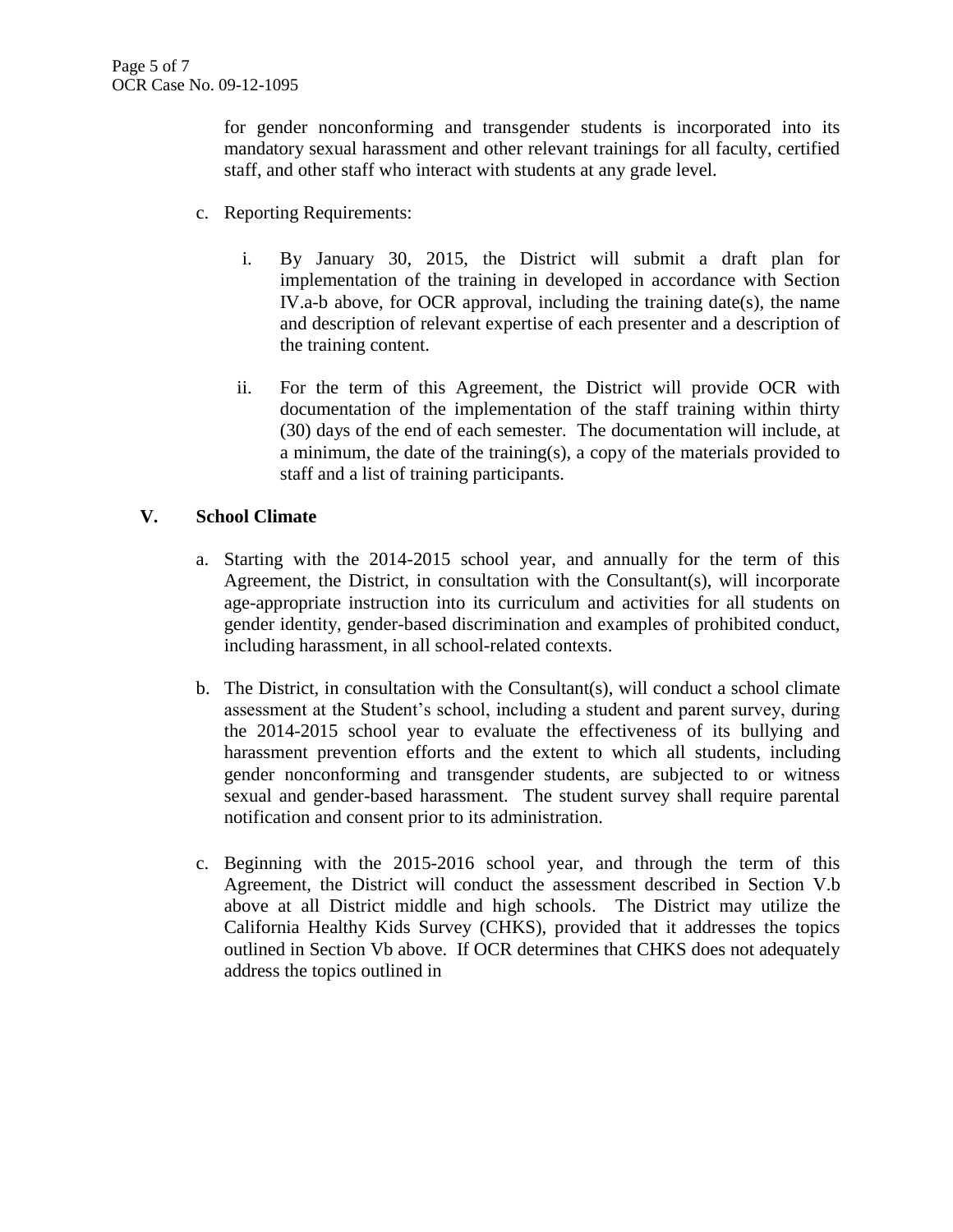for gender nonconforming and transgender students is incorporated into its mandatory sexual harassment and other relevant trainings for all faculty, certified staff, and other staff who interact with students at any grade level.

c. Reporting Requirements:

   i. By January 30, 2015, the District will submit a draft plan for implementation of the training in developed in accordance with Section IV.a-b above, for OCR approval, including the training date(s), the name and description of relevant expertise of each presenter and a description of the training content.

   ii. For the term of this Agreement, the District will provide OCR with documentation of the implementation of the staff training within thirty (30) days of the end of each semester. The documentation will include, at a minimum, the date of the training(s), a copy of the materials provided to staff and a list of training participants.

## V. School Climate

a. Starting with the 2014-2015 school year, and annually for the term of this Agreement, the District, in consultation with the Consultant(s), will incorporate age-appropriate instruction into its curriculum and activities for all students on gender identity, gender-based discrimination and examples of prohibited conduct, including harassment, in all school-related contexts.

b. The District, in consultation with the Consultant(s), will conduct a school climate assessment at the Student's school, including a student and parent survey, during the 2014-2015 school year to evaluate the effectiveness of its bullying and harassment prevention efforts and the extent to which all students, including gender nonconforming and transgender students, are subjected to or witness sexual and gender-based harassment. The student survey shall require parental notification and consent prior to its administration.

c. Beginning with the 2015-2016 school year, and through the term of this Agreement, the District will conduct the assessment described in Section V.b above at all District middle and high schools. The District may utilize the California Healthy Kids Survey (CHKS), provided that it addresses the topics outlined in Section Vb above. If OCR determines that CHKS does not adequately address the topics outlined in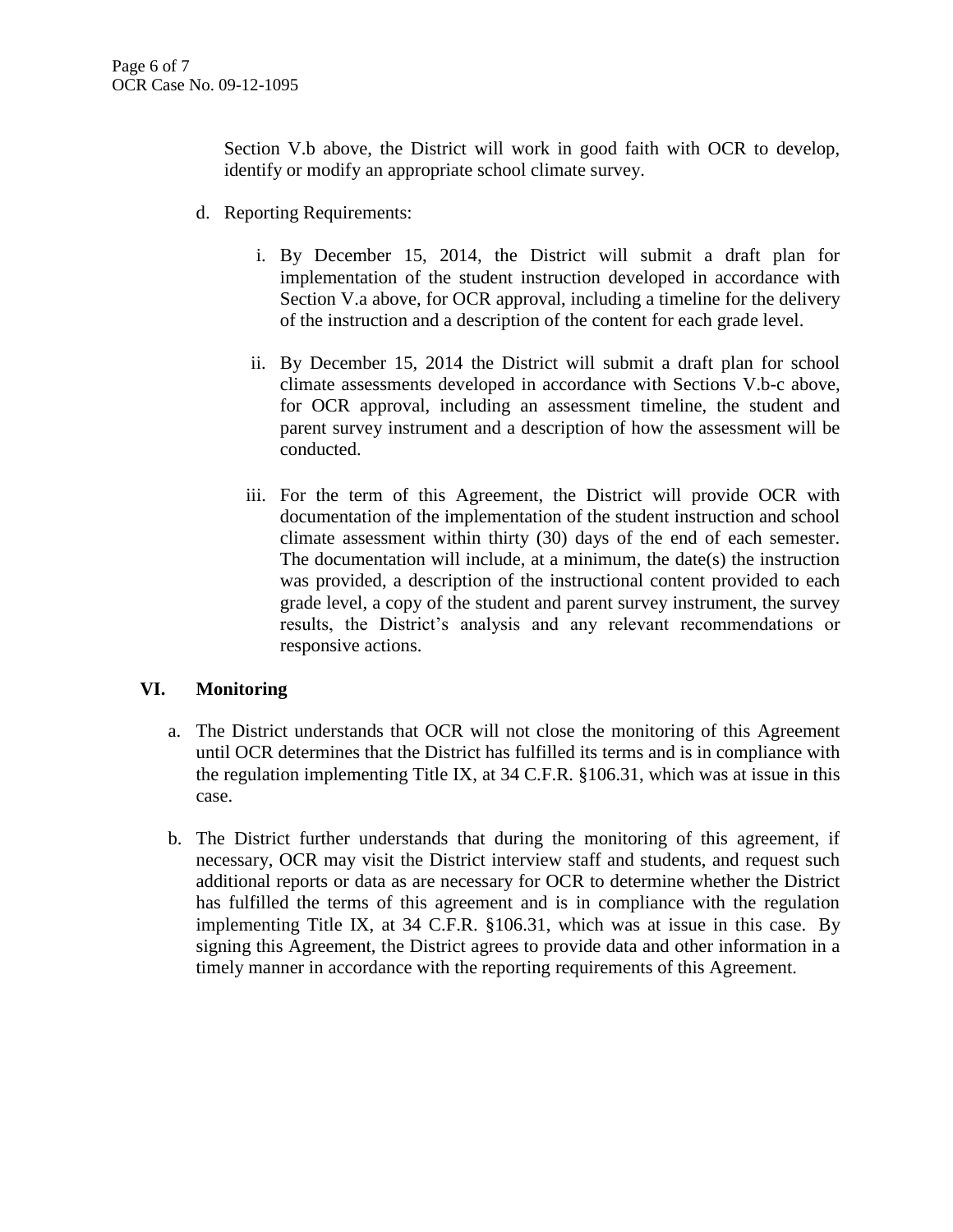Section V.b above, the District will work in good faith with OCR to develop, identify or modify an appropriate school climate survey.

d. Reporting Requirements:

   i. By December 15, 2014, the District will submit a draft plan for implementation of the student instruction developed in accordance with Section V.a above, for OCR approval, including a timeline for the delivery of the instruction and a description of the content for each grade level.

   ii. By December 15, 2014 the District will submit a draft plan for school climate assessments developed in accordance with Sections V.b-c above, for OCR approval, including an assessment timeline, the student and parent survey instrument and a description of how the assessment will be conducted.

   iii. For the term of this Agreement, the District will provide OCR with documentation of the implementation of the student instruction and school climate assessment within thirty (30) days of the end of each semester. The documentation will include, at a minimum, the date(s) the instruction was provided, a description of the instructional content provided to each grade level, a copy of the student and parent survey instrument, the survey results, the District's analysis and any relevant recommendations or responsive actions.

## VI. Monitoring

a. The District understands that OCR will not close the monitoring of this Agreement until OCR determines that the District has fulfilled its terms and is in compliance with the regulation implementing Title IX, at 34 C.F.R. §106.31, which was at issue in this case.

b. The District further understands that during the monitoring of this agreement, if necessary, OCR may visit the District interview staff and students, and request such additional reports or data as are necessary for OCR to determine whether the District has fulfilled the terms of this agreement and is in compliance with the regulation implementing Title IX, at 34 C.F.R. §106.31, which was at issue in this case. By signing this Agreement, the District agrees to provide data and other information in a timely manner in accordance with the reporting requirements of this Agreement.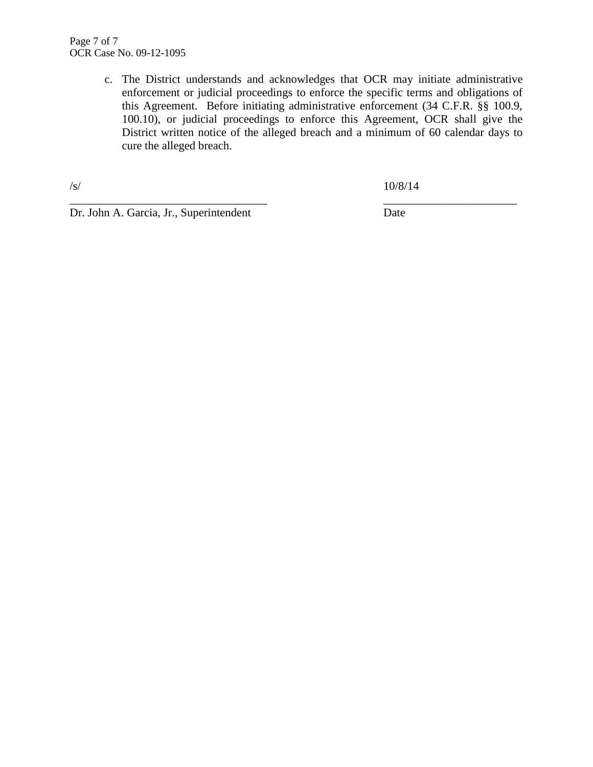c. The District understands and acknowledges that OCR may initiate administrative enforcement or judicial proceedings to enforce the specific terms and obligations of this Agreement. Before initiating administrative enforcement (34 C.F.R. §§ 100.9, 100.10), or judicial proceedings to enforce this Agreement, OCR shall give the District written notice of the alleged breach and a minimum of 60 calendar days to cure the alleged breach.

/s/ 10/8/14

\_\_\_\_\_\_\_\_\_\_\_\_\_\_\_\_\_\_\_\_\_\_\_\_\_\_\_\_\_\_\_\_\_\_ \_\_\_\_\_\_\_\_\_\_\_\_\_\_\_\_\_\_\_\_\_\_\_\_

Dr. John A. Garcia, Jr., Superintendent Date